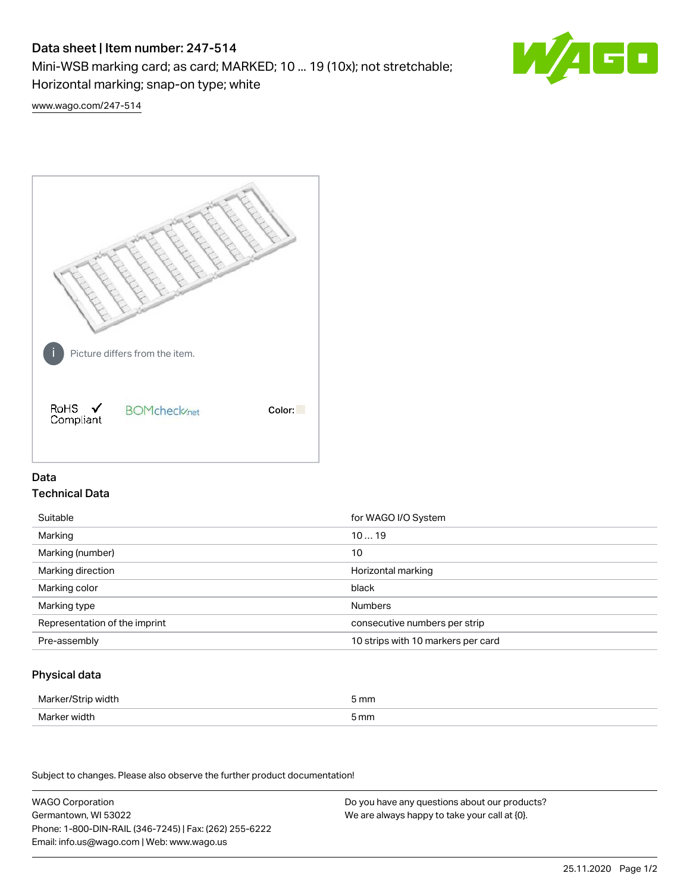# Data sheet | Item number: 247-514

Mini-WSB marking card; as card; MARKED; 10 ... 19 (10x); not stretchable; Horizontal marking; snap-on type; white

www.wago.com/247-514

Picture differs from the item.

RoHS ✓ Compliant

BOMcheck.net

Color:

## Data

### Technical Data

| | |
|---|---|
| Suitable | for WAGO I/O System |
| Marking | 10 … 19 |
| Marking (number) | 10 |
| Marking direction | Horizontal marking |
| Marking color | black |
| Marking type | Numbers |
| Representation of the imprint | consecutive numbers per strip |
| Pre-assembly | 10 strips with 10 markers per card |

### Physical data

| | |
|---|---|
| Marker/Strip width | 5 mm |
| Marker width | 5 mm |

Subject to changes. Please also observe the further product documentation!

WAGO Corporation
Germantown, WI 53022
Phone: 1-800-DIN-RAIL (346-7245) | Fax: (262) 255-6222
Email: info.us@wago.com | Web: www.wago.us

Do you have any questions about our products?
We are always happy to take your call at {0}.

25.11.2020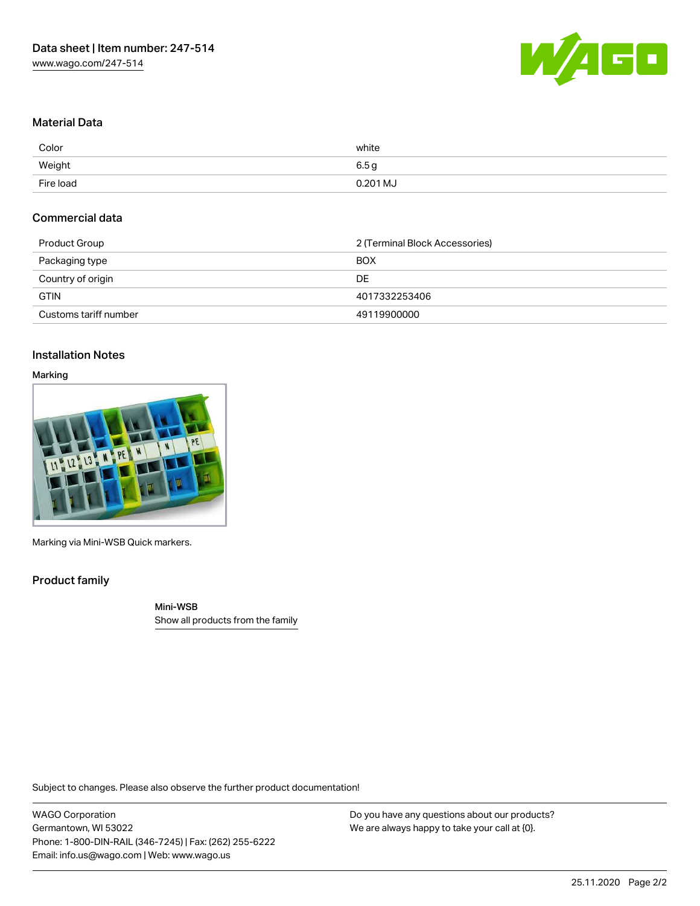## Material Data

| | |
|---|---|
| Color | white |
| Weight | 6.5 g |
| Fire load | 0.201 MJ |

## Commercial data

| | |
|---|---|
| Product Group | 2 (Terminal Block Accessories) |
| Packaging type | BOX |
| Country of origin | DE |
| GTIN | 4017332253406 |
| Customs tariff number | 49119900000 |

## Installation Notes

### Marking

Marking via Mini-WSB Quick markers.

## Product family

Mini-WSB
Show all products from the family

Subject to changes. Please also observe the further product documentation!

WAGO Corporation
Germantown, WI 53022
Phone: 1-800-DIN-RAIL (346-7245) | Fax: (262) 255-6222
Email: info.us@wago.com | Web: www.wago.us

Do you have any questions about our products?
We are always happy to take your call at {0}.